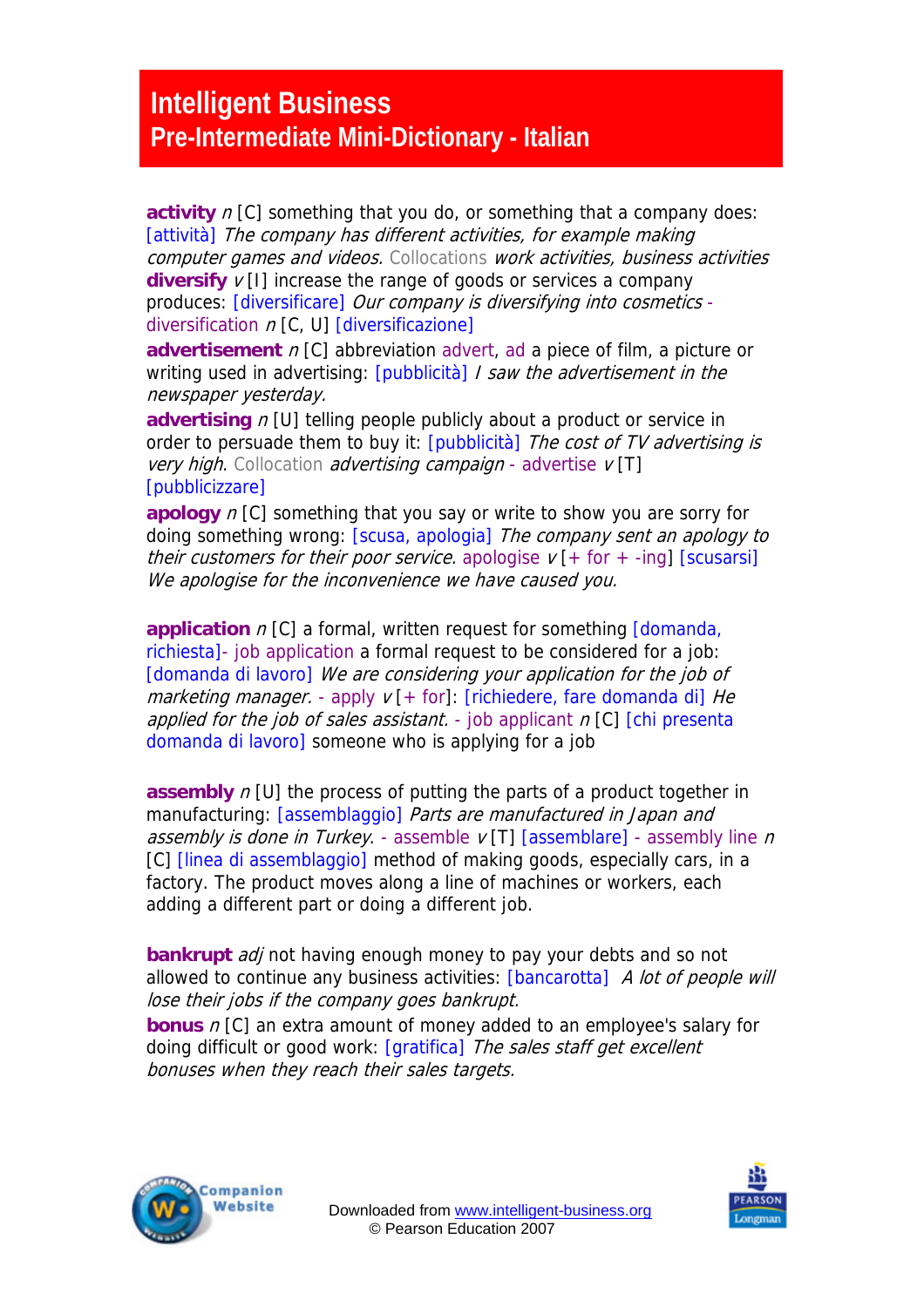# Intelligent Business
## Pre-Intermediate Mini-Dictionary - Italian

**activity** *n* [C] something that you do, or something that a company does: [attività] *The company has different activities, for example making computer games and videos.* Collocations *work activities, business activities*

**diversify** *v* [I] increase the range of goods or services a company produces: [diversificare] *Our company is diversifying into cosmetics* - diversification *n* [C, U] [diversificazione]

**advertisement** *n* [C] abbreviation advert, ad a piece of film, a picture or writing used in advertising: [pubblicità] *I saw the advertisement in the newspaper yesterday.*

**advertising** *n* [U] telling people publicly about a product or service in order to persuade them to buy it: [pubblicità] *The cost of TV advertising is very high*. Collocation *advertising campaign* - advertise *v* [T] [pubblicizzare]

**apology** *n* [C] something that you say or write to show you are sorry for doing something wrong: [scusa, apologia] *The company sent an apology to their customers for their poor service.* apologise *v* [+ for + -ing] [scusarsi] *We apologise for the inconvenience we have caused you.*

**application** *n* [C] a formal, written request for something [domanda, richiesta]- job application a formal request to be considered for a job: [domanda di lavoro] *We are considering your application for the job of marketing manager.* - apply *v* [+ for]: [richiedere, fare domanda di] *He applied for the job of sales assistant.* - job applicant *n* [C] [chi presenta domanda di lavoro] someone who is applying for a job

**assembly** *n* [U] the process of putting the parts of a product together in manufacturing: [assemblaggio] *Parts are manufactured in Japan and assembly is done in Turkey.* - assemble *v* [T] [assemblare] - assembly line *n* [C] [linea di assemblaggio] method of making goods, especially cars, in a factory. The product moves along a line of machines or workers, each adding a different part or doing a different job.

**bankrupt** *adj* not having enough money to pay your debts and so not allowed to continue any business activities: [bancarotta] *A lot of people will lose their jobs if the company goes bankrupt.*

**bonus** *n* [C] an extra amount of money added to an employee's salary for doing difficult or good work: [gratifica] *The sales staff get excellent bonuses when they reach their sales targets.*

Downloaded from www.intelligent-business.org
© Pearson Education 2007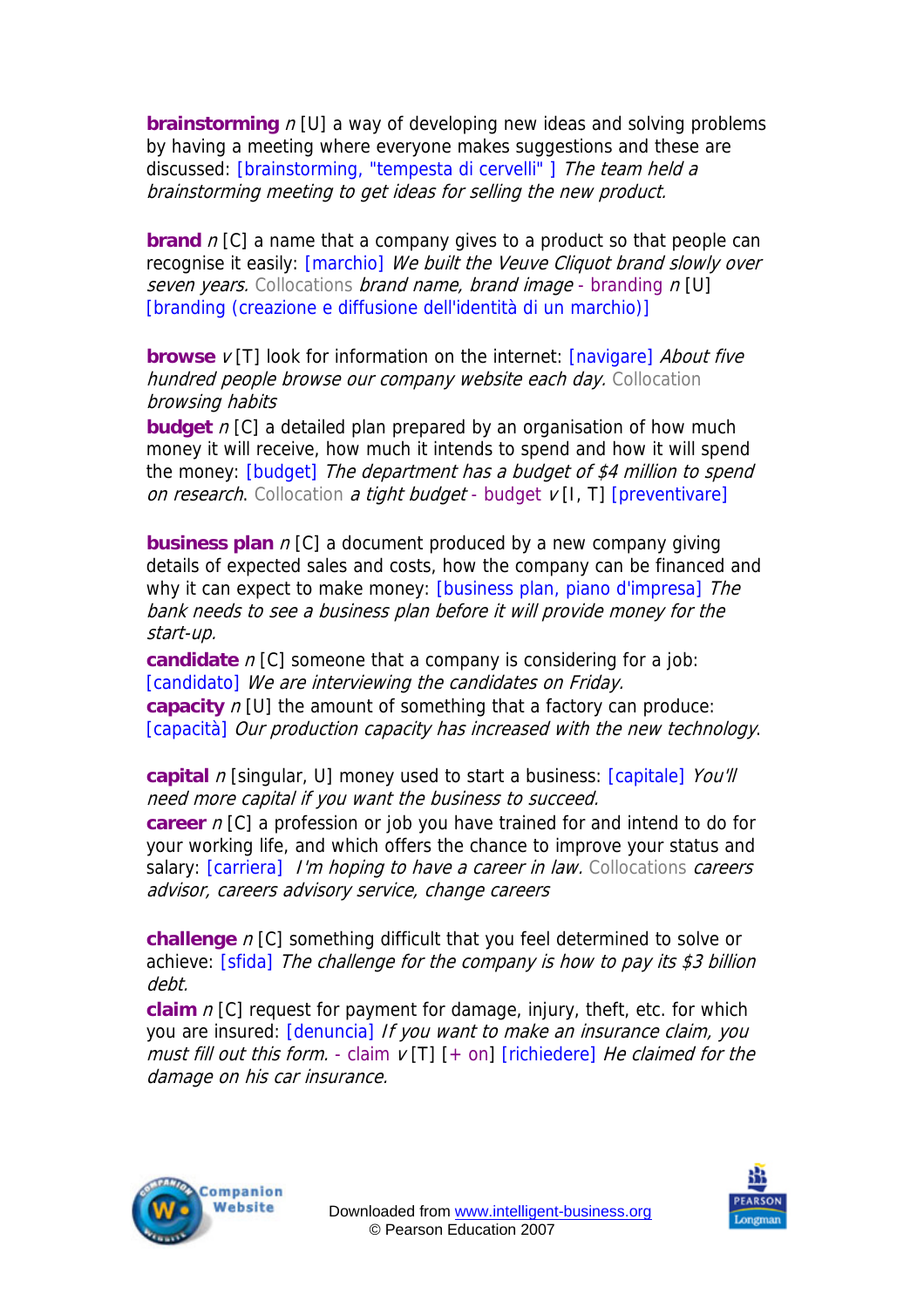**brainstorming** *n* [U] a way of developing new ideas and solving problems by having a meeting where everyone makes suggestions and these are discussed: [brainstorming, "tempesta di cervelli" ] *The team held a brainstorming meeting to get ideas for selling the new product.*

**brand** *n* [C] a name that a company gives to a product so that people can recognise it easily: [marchio] *We built the Veuve Cliquot brand slowly over seven years.* Collocations *brand name, brand image* - branding *n* [U] [branding (creazione e diffusione dell'identità di un marchio)]

**browse** *v* [T] look for information on the internet: [navigare] *About five hundred people browse our company website each day.* Collocation *browsing habits*

**budget** *n* [C] a detailed plan prepared by an organisation of how much money it will receive, how much it intends to spend and how it will spend the money: [budget] *The department has a budget of $4 million to spend on research.* Collocation *a tight budget* - budget *v* [I, T] [preventivare]

**business plan** *n* [C] a document produced by a new company giving details of expected sales and costs, how the company can be financed and why it can expect to make money: [business plan, piano d'impresa] *The bank needs to see a business plan before it will provide money for the start-up.*

**candidate** *n* [C] someone that a company is considering for a job: [candidato] *We are interviewing the candidates on Friday.*

**capacity** *n* [U] the amount of something that a factory can produce: [capacità] *Our production capacity has increased with the new technology.*

**capital** *n* [singular, U] money used to start a business: [capitale] *You'll need more capital if you want the business to succeed.*

**career** *n* [C] a profession or job you have trained for and intend to do for your working life, and which offers the chance to improve your status and salary: [carriera] *I'm hoping to have a career in law.* Collocations *careers advisor, careers advisory service, change careers*

**challenge** *n* [C] something difficult that you feel determined to solve or achieve: [sfida] *The challenge for the company is how to pay its $3 billion debt.*

**claim** *n* [C] request for payment for damage, injury, theft, etc. for which you are insured: [denuncia] *If you want to make an insurance claim, you must fill out this form.* - claim *v* [T] [+ on] [richiedere] *He claimed for the damage on his car insurance.*

Downloaded from www.intelligent-business.org
© Pearson Education 2007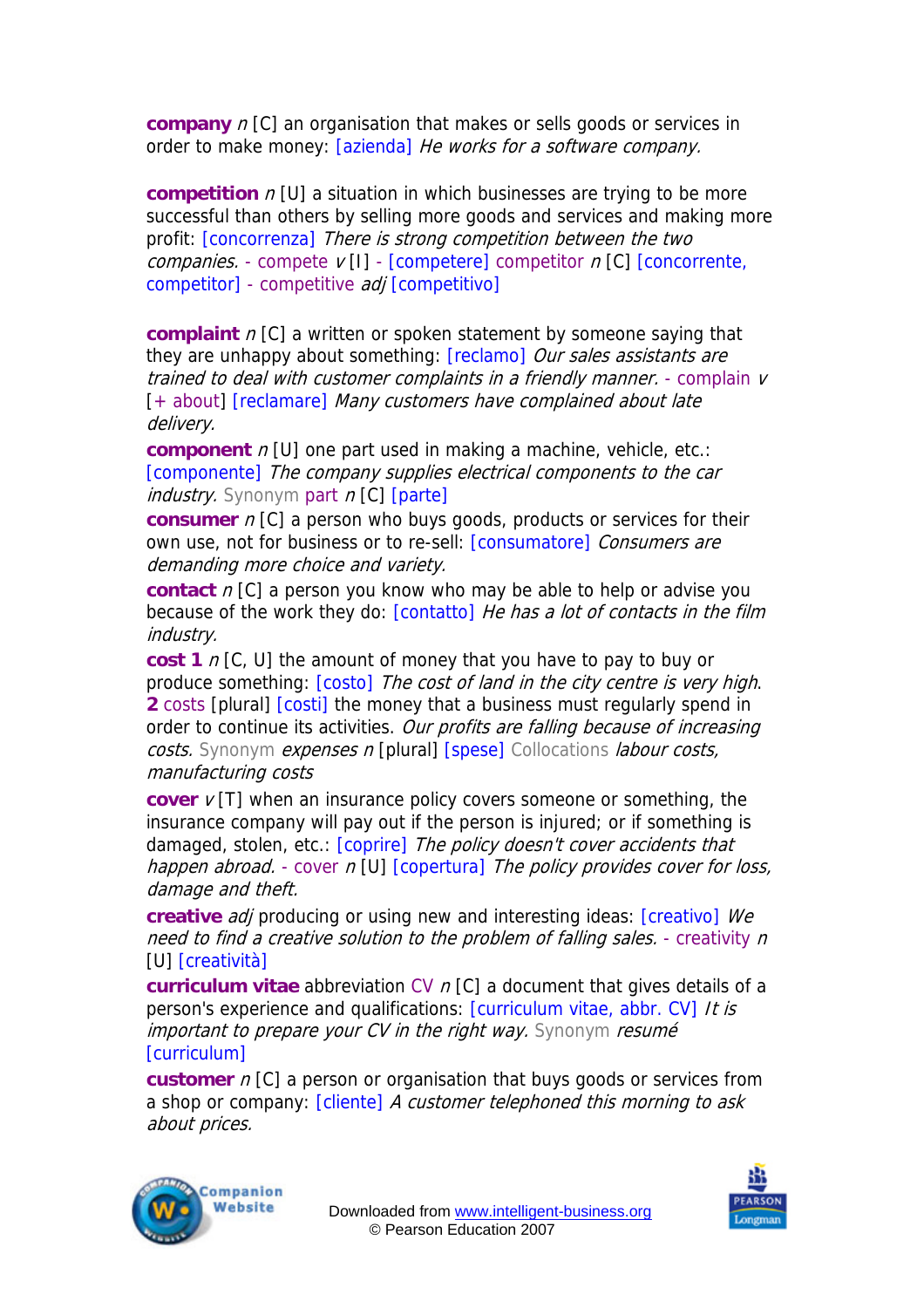**company** *n* [C] an organisation that makes or sells goods or services in order to make money: [azienda] *He works for a software company.*

**competition** *n* [U] a situation in which businesses are trying to be more successful than others by selling more goods and services and making more profit: [concorrenza] *There is strong competition between the two companies.* - compete *v* [I] - [competere] competitor *n* [C] [concorrente, competitor] - competitive *adj* [competitivo]

**complaint** *n* [C] a written or spoken statement by someone saying that they are unhappy about something: [reclamo] *Our sales assistants are trained to deal with customer complaints in a friendly manner.* - complain *v* [+ about] [reclamare] *Many customers have complained about late delivery.*

**component** *n* [U] one part used in making a machine, vehicle, etc.: [componente] *The company supplies electrical components to the car industry.* Synonym part *n* [C] [parte]

**consumer** *n* [C] a person who buys goods, products or services for their own use, not for business or to re-sell: [consumatore] *Consumers are demanding more choice and variety.*

**contact** *n* [C] a person you know who may be able to help or advise you because of the work they do: [contatto] *He has a lot of contacts in the film industry.*

**cost 1** *n* [C, U] the amount of money that you have to pay to buy or produce something: [costo] *The cost of land in the city centre is very high.* **2** costs [plural] [costi] the money that a business must regularly spend in order to continue its activities. *Our profits are falling because of increasing costs.* Synonym *expenses n* [plural] [spese] Collocations *labour costs, manufacturing costs*

**cover** *v* [T] when an insurance policy covers someone or something, the insurance company will pay out if the person is injured; or if something is damaged, stolen, etc.: [coprire] *The policy doesn't cover accidents that happen abroad.* - cover *n* [U] [copertura] *The policy provides cover for loss, damage and theft.*

**creative** *adj* producing or using new and interesting ideas: [creativo] *We need to find a creative solution to the problem of falling sales.* - creativity *n* [U] [creatività]

**curriculum vitae** abbreviation CV *n* [C] a document that gives details of a person's experience and qualifications: [curriculum vitae, abbr. CV] *It is important to prepare your CV in the right way.* Synonym *resumé* [curriculum]

**customer** *n* [C] a person or organisation that buys goods or services from a shop or company: [cliente] *A customer telephoned this morning to ask about prices.*

Downloaded from www.intelligent-business.org
© Pearson Education 2007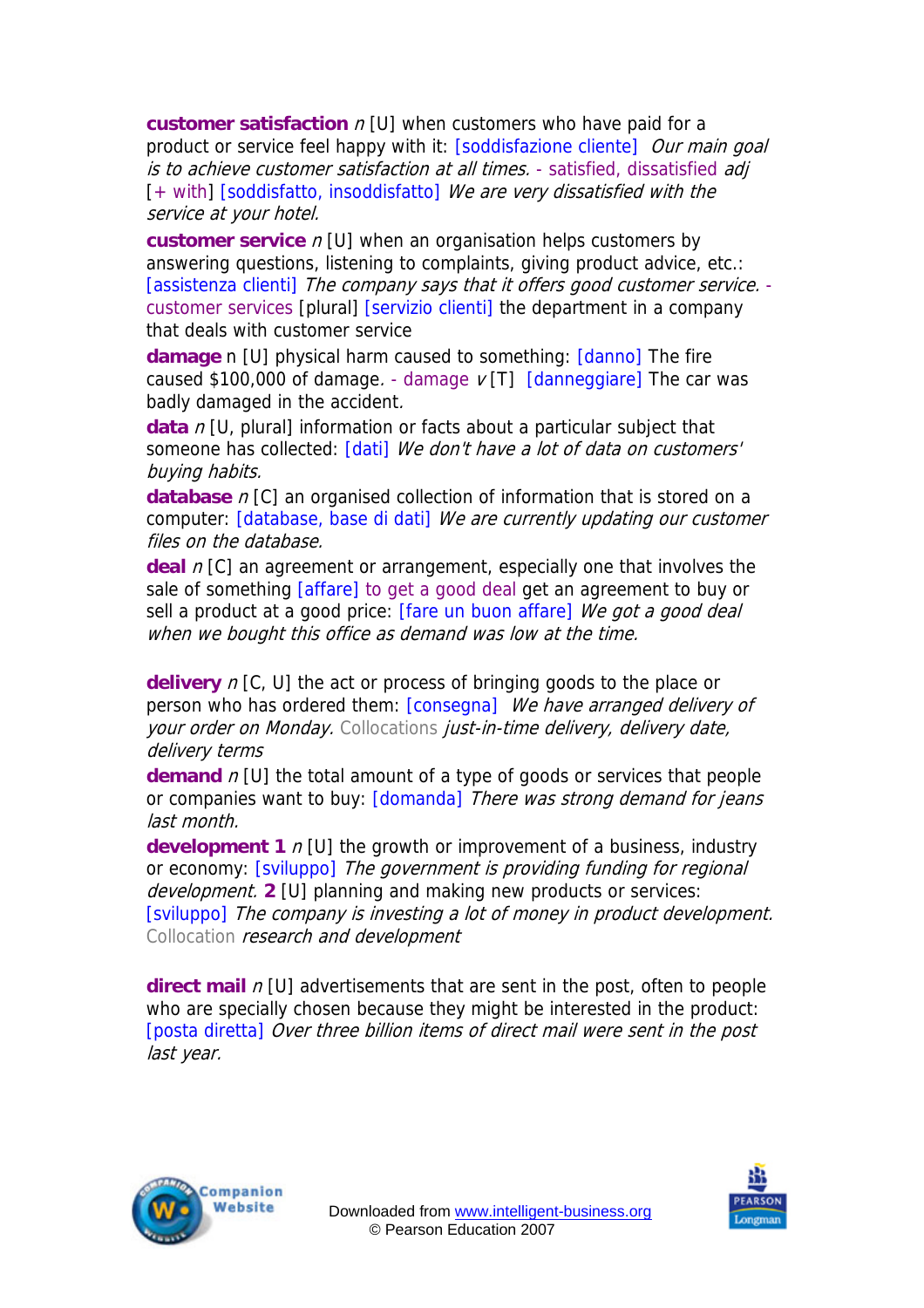**customer satisfaction** *n* [U] when customers who have paid for a product or service feel happy with it: [soddisfazione cliente] *Our main goal is to achieve customer satisfaction at all times.* - satisfied, dissatisfied *adj* [+ with] [soddisfatto, insoddisfatto] *We are very dissatisfied with the service at your hotel.*

**customer service** *n* [U] when an organisation helps customers by answering questions, listening to complaints, giving product advice, etc.: [assistenza clienti] *The company says that it offers good customer service.* - customer services [plural] [servizio clienti] the department in a company that deals with customer service

**damage** n [U] physical harm caused to something: [danno] The fire caused $100,000 of damage. - damage *v* [T] [danneggiare] The car was badly damaged in the accident.

**data** *n* [U, plural] information or facts about a particular subject that someone has collected: [dati] *We don't have a lot of data on customers' buying habits.*

**database** *n* [C] an organised collection of information that is stored on a computer: [database, base di dati] *We are currently updating our customer files on the database.*

**deal** *n* [C] an agreement or arrangement, especially one that involves the sale of something [affare] to get a good deal get an agreement to buy or sell a product at a good price: [fare un buon affare] *We got a good deal when we bought this office as demand was low at the time.*

**delivery** *n* [C, U] the act or process of bringing goods to the place or person who has ordered them: [consegna] *We have arranged delivery of your order on Monday.* Collocations *just-in-time delivery, delivery date, delivery terms*

**demand** *n* [U] the total amount of a type of goods or services that people or companies want to buy: [domanda] *There was strong demand for jeans last month.*

**development 1** *n* [U] the growth or improvement of a business, industry or economy: [sviluppo] *The government is providing funding for regional development.* **2** [U] planning and making new products or services: [sviluppo] *The company is investing a lot of money in product development.* Collocation *research and development*

**direct mail** *n* [U] advertisements that are sent in the post, often to people who are specially chosen because they might be interested in the product: [posta diretta] *Over three billion items of direct mail were sent in the post last year.*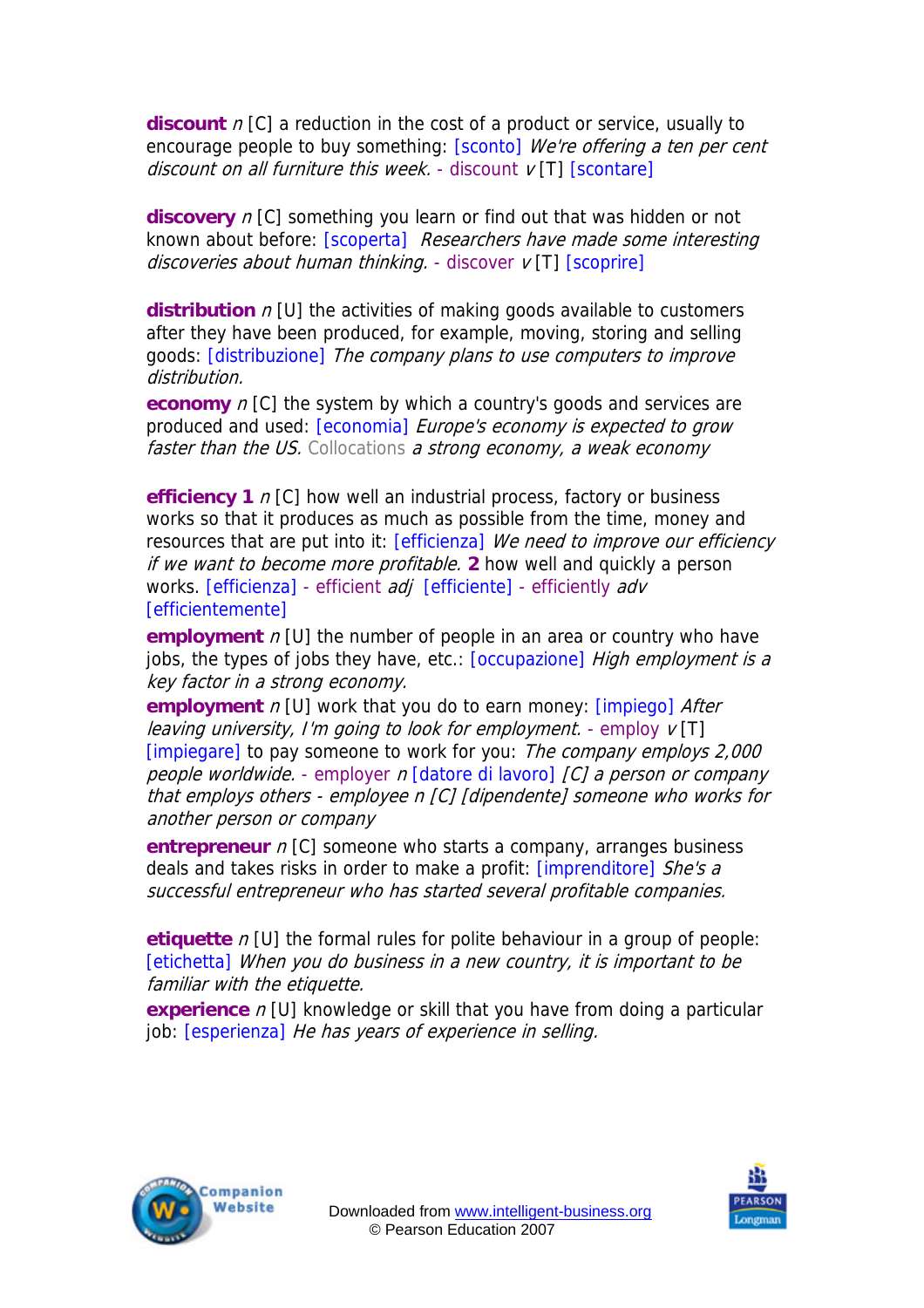**discount** *n* [C] a reduction in the cost of a product or service, usually to encourage people to buy something: [sconto] *We're offering a ten per cent discount on all furniture this week.* - discount *v* [T] [scontare]

**discovery** *n* [C] something you learn or find out that was hidden or not known about before: [scoperta] *Researchers have made some interesting discoveries about human thinking.* - discover *v* [T] [scoprire]

**distribution** *n* [U] the activities of making goods available to customers after they have been produced, for example, moving, storing and selling goods: [distribuzione] *The company plans to use computers to improve distribution.*

**economy** *n* [C] the system by which a country's goods and services are produced and used: [economia] *Europe's economy is expected to grow faster than the US.* Collocations *a strong economy, a weak economy*

**efficiency 1** *n* [C] how well an industrial process, factory or business works so that it produces as much as possible from the time, money and resources that are put into it: [efficienza] *We need to improve our efficiency if we want to become more profitable.* **2** how well and quickly a person works. [efficienza] - efficient *adj* [efficiente] - efficiently *adv* [efficientemente]

**employment** *n* [U] the number of people in an area or country who have jobs, the types of jobs they have, etc.: [occupazione] *High employment is a key factor in a strong economy.*

**employment** *n* [U] work that you do to earn money: [impiego] *After leaving university, I'm going to look for employment.* - employ *v* [T] [impiegare] to pay someone to work for you: *The company employs 2,000 people worldwide.* - employer *n* [datore di lavoro] *[C] a person or company that employs others - employee n [C] [dipendente] someone who works for another person or company*

**entrepreneur** *n* [C] someone who starts a company, arranges business deals and takes risks in order to make a profit: [imprenditore] *She's a successful entrepreneur who has started several profitable companies.*

**etiquette** *n* [U] the formal rules for polite behaviour in a group of people: [etichetta] *When you do business in a new country, it is important to be familiar with the etiquette.*

**experience** *n* [U] knowledge or skill that you have from doing a particular job: [esperienza] *He has years of experience in selling.*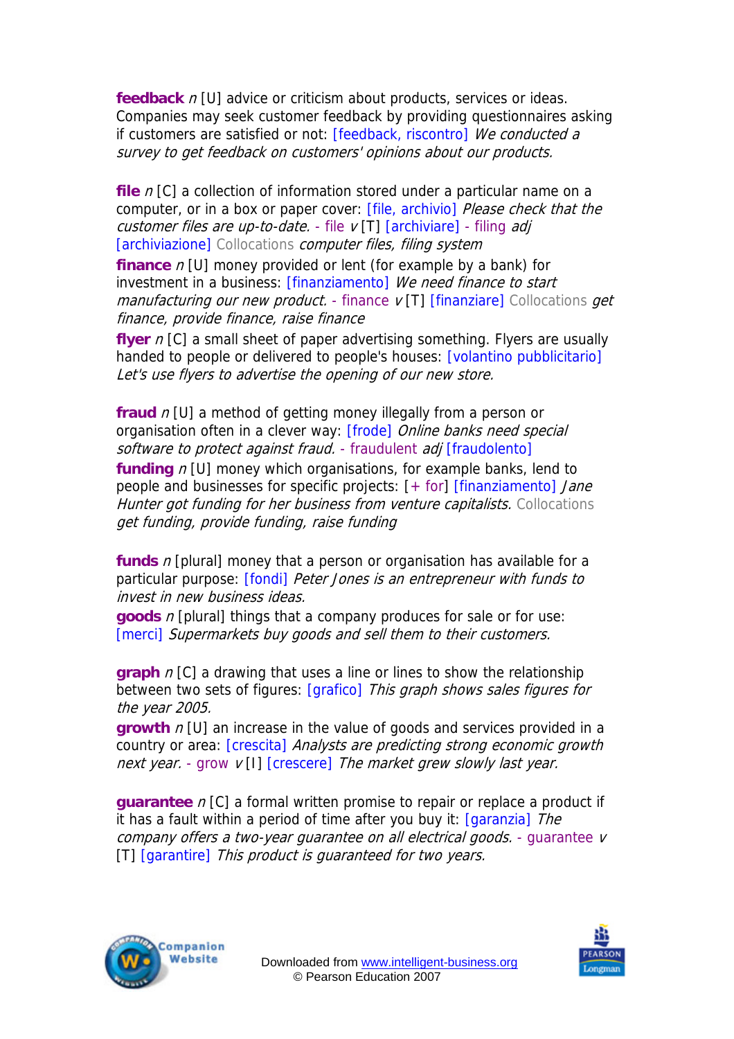**feedback** *n* [U] advice or criticism about products, services or ideas. Companies may seek customer feedback by providing questionnaires asking if customers are satisfied or not: [feedback, riscontro] *We conducted a survey to get feedback on customers' opinions about our products.*

**file** *n* [C] a collection of information stored under a particular name on a computer, or in a box or paper cover: [file, archivio] *Please check that the customer files are up-to-date.* - file *v* [T] [archiviare] - filing *adj* [archiviazione] Collocations *computer files, filing system*

**finance** *n* [U] money provided or lent (for example by a bank) for investment in a business: [finanziamento] *We need finance to start manufacturing our new product.* - finance *v* [T] [finanziare] Collocations *get finance, provide finance, raise finance*

**flyer** *n* [C] a small sheet of paper advertising something. Flyers are usually handed to people or delivered to people's houses: [volantino pubblicitario] *Let's use flyers to advertise the opening of our new store.*

**fraud** *n* [U] a method of getting money illegally from a person or organisation often in a clever way: [frode] *Online banks need special software to protect against fraud.* - fraudulent *adj* [fraudolento]

**funding** *n* [U] money which organisations, for example banks, lend to people and businesses for specific projects: [+ for] [finanziamento] *Jane Hunter got funding for her business from venture capitalists.* Collocations *get funding, provide funding, raise funding*

**funds** *n* [plural] money that a person or organisation has available for a particular purpose: [fondi] *Peter Jones is an entrepreneur with funds to invest in new business ideas.*

**goods** *n* [plural] things that a company produces for sale or for use: [merci] *Supermarkets buy goods and sell them to their customers.*

**graph** *n* [C] a drawing that uses a line or lines to show the relationship between two sets of figures: [grafico] *This graph shows sales figures for the year 2005.*

**growth** *n* [U] an increase in the value of goods and services provided in a country or area: [crescita] *Analysts are predicting strong economic growth next year.* - grow *v* [I] [crescere] *The market grew slowly last year.*

**guarantee** *n* [C] a formal written promise to repair or replace a product if it has a fault within a period of time after you buy it: [garanzia] *The company offers a two-year guarantee on all electrical goods.* - guarantee *v* [T] [garantire] *This product is guaranteed for two years.*

Downloaded from www.intelligent-business.org
© Pearson Education 2007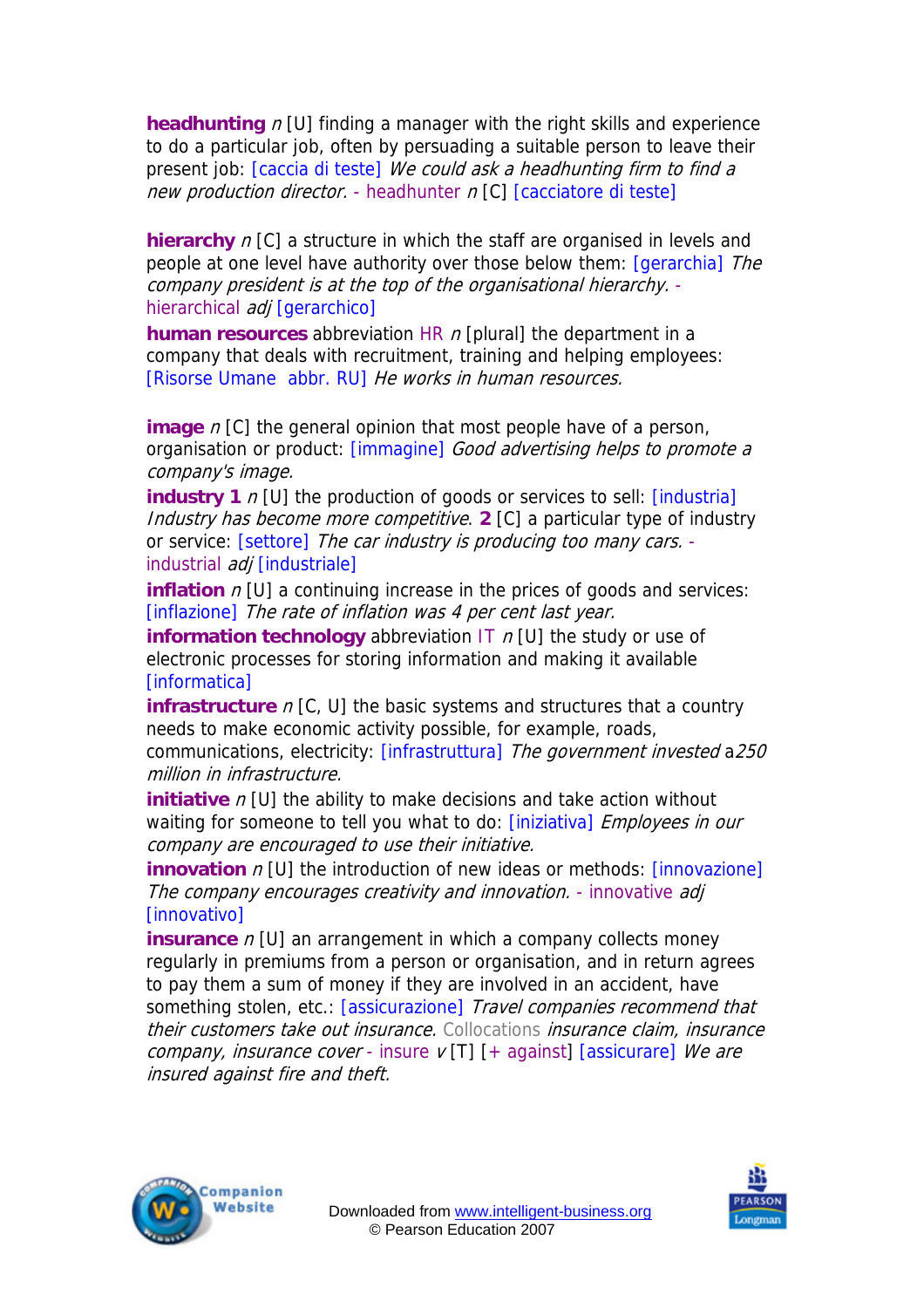**headhunting** *n* [U] finding a manager with the right skills and experience to do a particular job, often by persuading a suitable person to leave their present job: [caccia di teste] *We could ask a headhunting firm to find a new production director.* - headhunter *n* [C] [cacciatore di teste]

**hierarchy** *n* [C] a structure in which the staff are organised in levels and people at one level have authority over those below them: [gerarchia] *The company president is at the top of the organisational hierarchy.* - hierarchical *adj* [gerarchico]

**human resources** abbreviation HR *n* [plural] the department in a company that deals with recruitment, training and helping employees: [Risorse Umane abbr. RU] *He works in human resources.*

**image** *n* [C] the general opinion that most people have of a person, organisation or product: [immagine] *Good advertising helps to promote a company's image.*

**industry 1** *n* [U] the production of goods or services to sell: [industria] *Industry has become more competitive*. **2** [C] a particular type of industry or service: [settore] *The car industry is producing too many cars.* - industrial *adj* [industriale]

**inflation** *n* [U] a continuing increase in the prices of goods and services: [inflazione] *The rate of inflation was 4 per cent last year.*

**information technology** abbreviation IT *n* [U] the study or use of electronic processes for storing information and making it available [informatica]

**infrastructure** *n* [C, U] the basic systems and structures that a country needs to make economic activity possible, for example, roads, communications, electricity: [infrastruttura] *The government invested* a*250 million in infrastructure.*

**initiative** *n* [U] the ability to make decisions and take action without waiting for someone to tell you what to do: [iniziativa] *Employees in our company are encouraged to use their initiative.*

**innovation** *n* [U] the introduction of new ideas or methods: [innovazione] *The company encourages creativity and innovation.* - innovative *adj* [innovativo]

**insurance** *n* [U] an arrangement in which a company collects money regularly in premiums from a person or organisation, and in return agrees to pay them a sum of money if they are involved in an accident, have something stolen, etc.: [assicurazione] *Travel companies recommend that their customers take out insurance.* Collocations *insurance claim, insurance company, insurance cover* - insure *v* [T] [+ against] [assicurare] *We are insured against fire and theft.*

Downloaded from www.intelligent-business.org
© Pearson Education 2007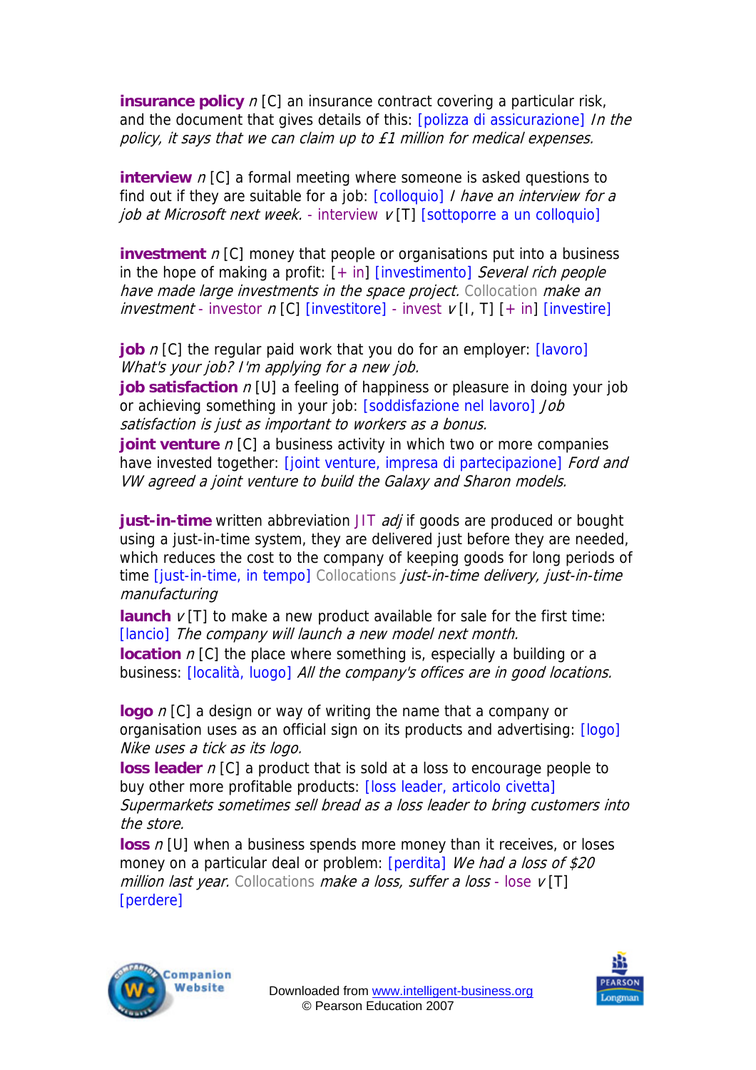**insurance policy** *n* [C] an insurance contract covering a particular risk, and the document that gives details of this: [polizza di assicurazione] *In the policy, it says that we can claim up to £1 million for medical expenses.*

**interview** *n* [C] a formal meeting where someone is asked questions to find out if they are suitable for a job: [colloquio] *I have an interview for a job at Microsoft next week.* - interview *v* [T] [sottoporre a un colloquio]

**investment** *n* [C] money that people or organisations put into a business in the hope of making a profit: [+ in] [investimento] *Several rich people have made large investments in the space project.* Collocation *make an investment* - investor *n* [C] [investitore] - invest *v* [I, T] [+ in] [investire]

**job** *n* [C] the regular paid work that you do for an employer: [lavoro] *What's your job? I'm applying for a new job.*

**job satisfaction** *n* [U] a feeling of happiness or pleasure in doing your job or achieving something in your job: [soddisfazione nel lavoro] *Job satisfaction is just as important to workers as a bonus.*

**joint venture** *n* [C] a business activity in which two or more companies have invested together: [joint venture, impresa di partecipazione] *Ford and VW agreed a joint venture to build the Galaxy and Sharon models.*

**just-in-time** written abbreviation JIT *adj* if goods are produced or bought using a just-in-time system, they are delivered just before they are needed, which reduces the cost to the company of keeping goods for long periods of time [just-in-time, in tempo] Collocations *just-in-time delivery, just-in-time manufacturing*

**launch** *v* [T] to make a new product available for sale for the first time: [lancio] *The company will launch a new model next month.*

**location** *n* [C] the place where something is, especially a building or a business: [località, luogo] *All the company's offices are in good locations.*

**logo** *n* [C] a design or way of writing the name that a company or organisation uses as an official sign on its products and advertising: [logo] *Nike uses a tick as its logo.*

**loss leader** *n* [C] a product that is sold at a loss to encourage people to buy other more profitable products: [loss leader, articolo civetta] *Supermarkets sometimes sell bread as a loss leader to bring customers into the store.*

**loss** *n* [U] when a business spends more money than it receives, or loses money on a particular deal or problem: [perdita] *We had a loss of $20 million last year.* Collocations *make a loss, suffer a loss* - lose *v* [T] [perdere]

Downloaded from www.intelligent-business.org
© Pearson Education 2007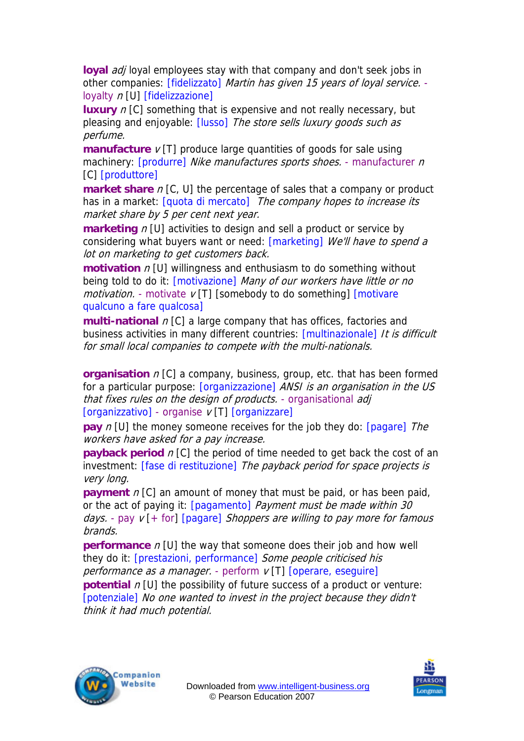**loyal** *adj* loyal employees stay with that company and don't seek jobs in other companies: [fidelizzato] *Martin has given 15 years of loyal service.* - loyalty *n* [U] [fidelizzazione]

**luxury** *n* [C] something that is expensive and not really necessary, but pleasing and enjoyable: [lusso] *The store sells luxury goods such as perfume.*

**manufacture** *v* [T] produce large quantities of goods for sale using machinery: [produrre] *Nike manufactures sports shoes.* - manufacturer *n* [C] [produttore]

**market share** *n* [C, U] the percentage of sales that a company or product has in a market: [quota di mercato] *The company hopes to increase its market share by 5 per cent next year.*

**marketing** *n* [U] activities to design and sell a product or service by considering what buyers want or need: [marketing] *We'll have to spend a lot on marketing to get customers back.*

**motivation** *n* [U] willingness and enthusiasm to do something without being told to do it: [motivazione] *Many of our workers have little or no motivation.* - motivate *v* [T] [somebody to do something] [motivare qualcuno a fare qualcosa]

**multi-national** *n* [C] a large company that has offices, factories and business activities in many different countries: [multinazionale] *It is difficult for small local companies to compete with the multi-nationals.*

**organisation** *n* [C] a company, business, group, etc. that has been formed for a particular purpose: [organizzazione] *ANSI is an organisation in the US that fixes rules on the design of products.* - organisational *adj* [organizzativo] - organise *v* [T] [organizzare]

**pay** *n* [U] the money someone receives for the job they do: [pagare] *The workers have asked for a pay increase.*

**payback period** *n* [C] the period of time needed to get back the cost of an investment: [fase di restituzione] *The payback period for space projects is very long.*

**payment** *n* [C] an amount of money that must be paid, or has been paid, or the act of paying it: [pagamento] *Payment must be made within 30 days.* - pay *v* [+ for] [pagare] *Shoppers are willing to pay more for famous brands.*

**performance** *n* [U] the way that someone does their job and how well they do it: [prestazioni, performance] *Some people criticised his performance as a manager.* - perform *v* [T] [operare, eseguire]

**potential** *n* [U] the possibility of future success of a product or venture: [potenziale] *No one wanted to invest in the project because they didn't think it had much potential.*

Downloaded from www.intelligent-business.org
© Pearson Education 2007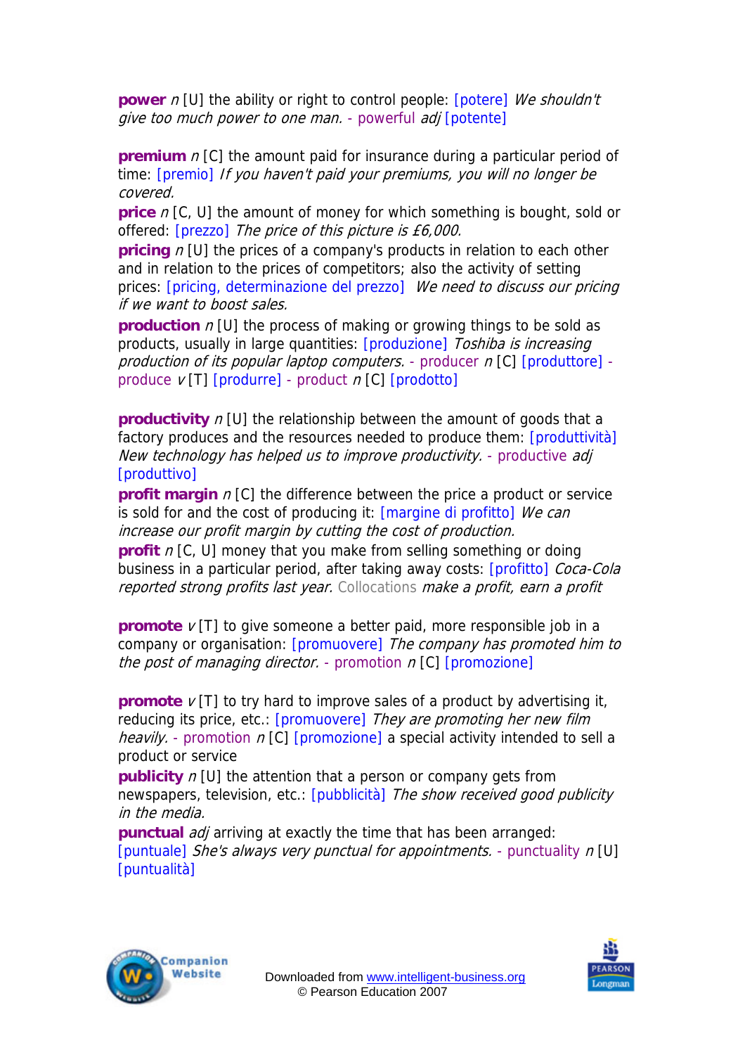**power** *n* [U] the ability or right to control people: [potere] *We shouldn't give too much power to one man.* - powerful *adj* [potente]

**premium** *n* [C] the amount paid for insurance during a particular period of time: [premio] *If you haven't paid your premiums, you will no longer be covered.*

**price** *n* [C, U] the amount of money for which something is bought, sold or offered: [prezzo] *The price of this picture is £6,000.*

**pricing** *n* [U] the prices of a company's products in relation to each other and in relation to the prices of competitors; also the activity of setting prices: [pricing, determinazione del prezzo] *We need to discuss our pricing if we want to boost sales.*

**production** *n* [U] the process of making or growing things to be sold as products, usually in large quantities: [produzione] *Toshiba is increasing production of its popular laptop computers.* - producer *n* [C] [produttore] - produce *v* [T] [produrre] - product *n* [C] [prodotto]

**productivity** *n* [U] the relationship between the amount of goods that a factory produces and the resources needed to produce them: [produttività] *New technology has helped us to improve productivity.* - productive *adj* [produttivo]

**profit margin** *n* [C] the difference between the price a product or service is sold for and the cost of producing it: [margine di profitto] *We can increase our profit margin by cutting the cost of production.*

**profit** *n* [C, U] money that you make from selling something or doing business in a particular period, after taking away costs: [profitto] *Coca-Cola reported strong profits last year.* Collocations *make a profit, earn a profit*

**promote** *v* [T] to give someone a better paid, more responsible job in a company or organisation: [promuovere] *The company has promoted him to the post of managing director.* - promotion *n* [C] [promozione]

**promote** *v* [T] to try hard to improve sales of a product by advertising it, reducing its price, etc.: [promuovere] *They are promoting her new film heavily.* - promotion *n* [C] [promozione] a special activity intended to sell a product or service

**publicity** *n* [U] the attention that a person or company gets from newspapers, television, etc.: [pubblicità] *The show received good publicity in the media.*

**punctual** *adj* arriving at exactly the time that has been arranged: [puntuale] *She's always very punctual for appointments.* - punctuality *n* [U] [puntualità]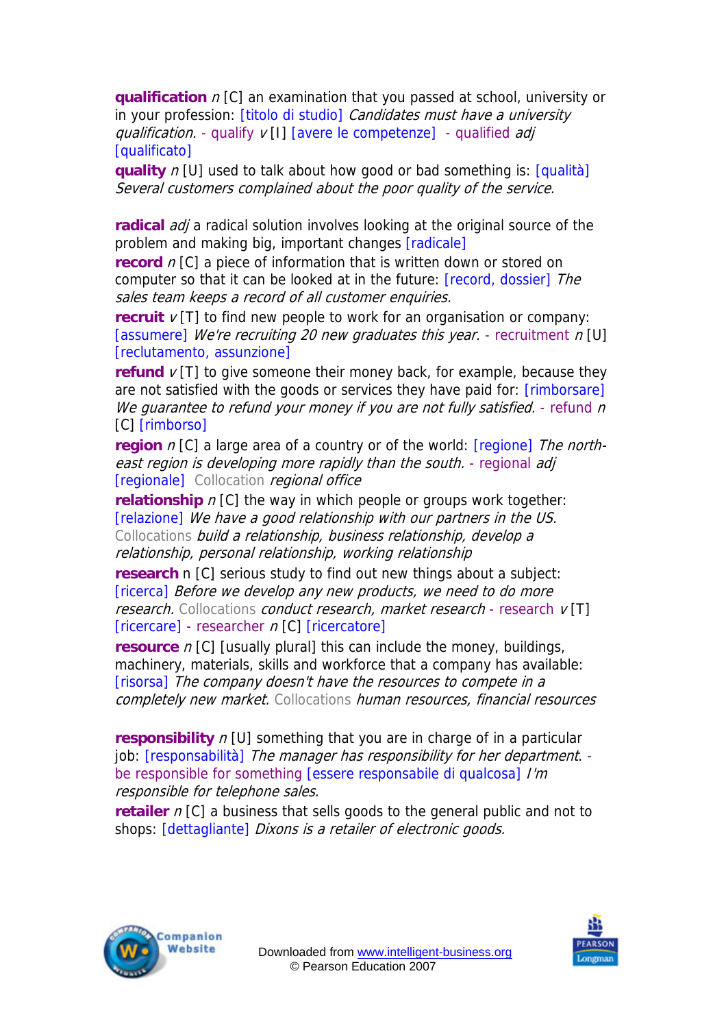**qualification** *n* [C] an examination that you passed at school, university or in your profession: [titolo di studio] *Candidates must have a university qualification.* - qualify *v* [I] [avere le competenze] - qualified *adj* [qualificato]

**quality** *n* [U] used to talk about how good or bad something is: [qualità] *Several customers complained about the poor quality of the service.*

**radical** *adj* a radical solution involves looking at the original source of the problem and making big, important changes [radicale]

**record** *n* [C] a piece of information that is written down or stored on computer so that it can be looked at in the future: [record, dossier] *The sales team keeps a record of all customer enquiries.*

**recruit** *v* [T] to find new people to work for an organisation or company: [assumere] *We're recruiting 20 new graduates this year.* - recruitment *n* [U] [reclutamento, assunzione]

**refund** *v* [T] to give someone their money back, for example, because they are not satisfied with the goods or services they have paid for: [rimborsare] *We guarantee to refund your money if you are not fully satisfied.* - refund *n* [C] [rimborso]

**region** *n* [C] a large area of a country or of the world: [regione] *The north-east region is developing more rapidly than the south.* - regional *adj* [regionale] Collocation *regional office*

**relationship** *n* [C] the way in which people or groups work together: [relazione] *We have a good relationship with our partners in the US.* Collocations *build a relationship, business relationship, develop a relationship, personal relationship, working relationship*

**research** n [C] serious study to find out new things about a subject: [ricerca] *Before we develop any new products, we need to do more research.* Collocations *conduct research, market research* - research *v* [T] [ricercare] - researcher *n* [C] [ricercatore]

**resource** *n* [C] [usually plural] this can include the money, buildings, machinery, materials, skills and workforce that a company has available: [risorsa] *The company doesn't have the resources to compete in a completely new market.* Collocations *human resources, financial resources*

**responsibility** *n* [U] something that you are in charge of in a particular job: [responsabilità] *The manager has responsibility for her department.* - be responsible for something [essere responsabile di qualcosa] *I'm responsible for telephone sales.*

**retailer** *n* [C] a business that sells goods to the general public and not to shops: [dettagliante] *Dixons is a retailer of electronic goods.*

Downloaded from www.intelligent-business.org
© Pearson Education 2007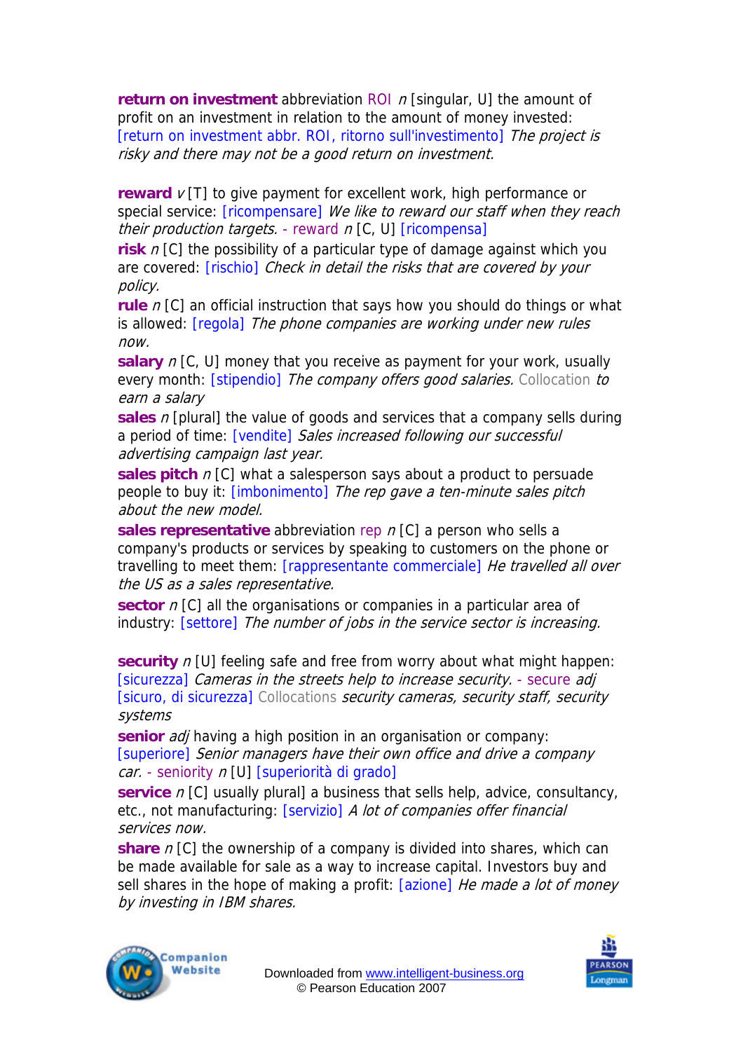**return on investment** abbreviation ROI *n* [singular, U] the amount of profit on an investment in relation to the amount of money invested: [return on investment abbr. ROI, ritorno sull'investimento] *The project is risky and there may not be a good return on investment.*

**reward** *v* [T] to give payment for excellent work, high performance or special service: [ricompensare] *We like to reward our staff when they reach their production targets.* - reward *n* [C, U] [ricompensa]

**risk** *n* [C] the possibility of a particular type of damage against which you are covered: [rischio] *Check in detail the risks that are covered by your policy.*

**rule** *n* [C] an official instruction that says how you should do things or what is allowed: [regola] *The phone companies are working under new rules now.*

**salary** *n* [C, U] money that you receive as payment for your work, usually every month: [stipendio] *The company offers good salaries.* Collocation *to earn a salary*

**sales** *n* [plural] the value of goods and services that a company sells during a period of time: [vendite] *Sales increased following our successful advertising campaign last year.*

**sales pitch** *n* [C] what a salesperson says about a product to persuade people to buy it: [imbonimento] *The rep gave a ten-minute sales pitch about the new model.*

**sales representative** abbreviation rep *n* [C] a person who sells a company's products or services by speaking to customers on the phone or travelling to meet them: [rappresentante commerciale] *He travelled all over the US as a sales representative.*

**sector** *n* [C] all the organisations or companies in a particular area of industry: [settore] *The number of jobs in the service sector is increasing.*

**security** *n* [U] feeling safe and free from worry about what might happen: [sicurezza] *Cameras in the streets help to increase security.* - secure *adj* [sicuro, di sicurezza] Collocations *security cameras, security staff, security systems*

**senior** *adj* having a high position in an organisation or company: [superiore] *Senior managers have their own office and drive a company car.* - seniority *n* [U] [superiorità di grado]

**service** *n* [C] usually plural] a business that sells help, advice, consultancy, etc., not manufacturing: [servizio] *A lot of companies offer financial services now.*

**share** *n* [C] the ownership of a company is divided into shares, which can be made available for sale as a way to increase capital. Investors buy and sell shares in the hope of making a profit: [azione] *He made a lot of money by investing in IBM shares.*

Downloaded from www.intelligent-business.org
© Pearson Education 2007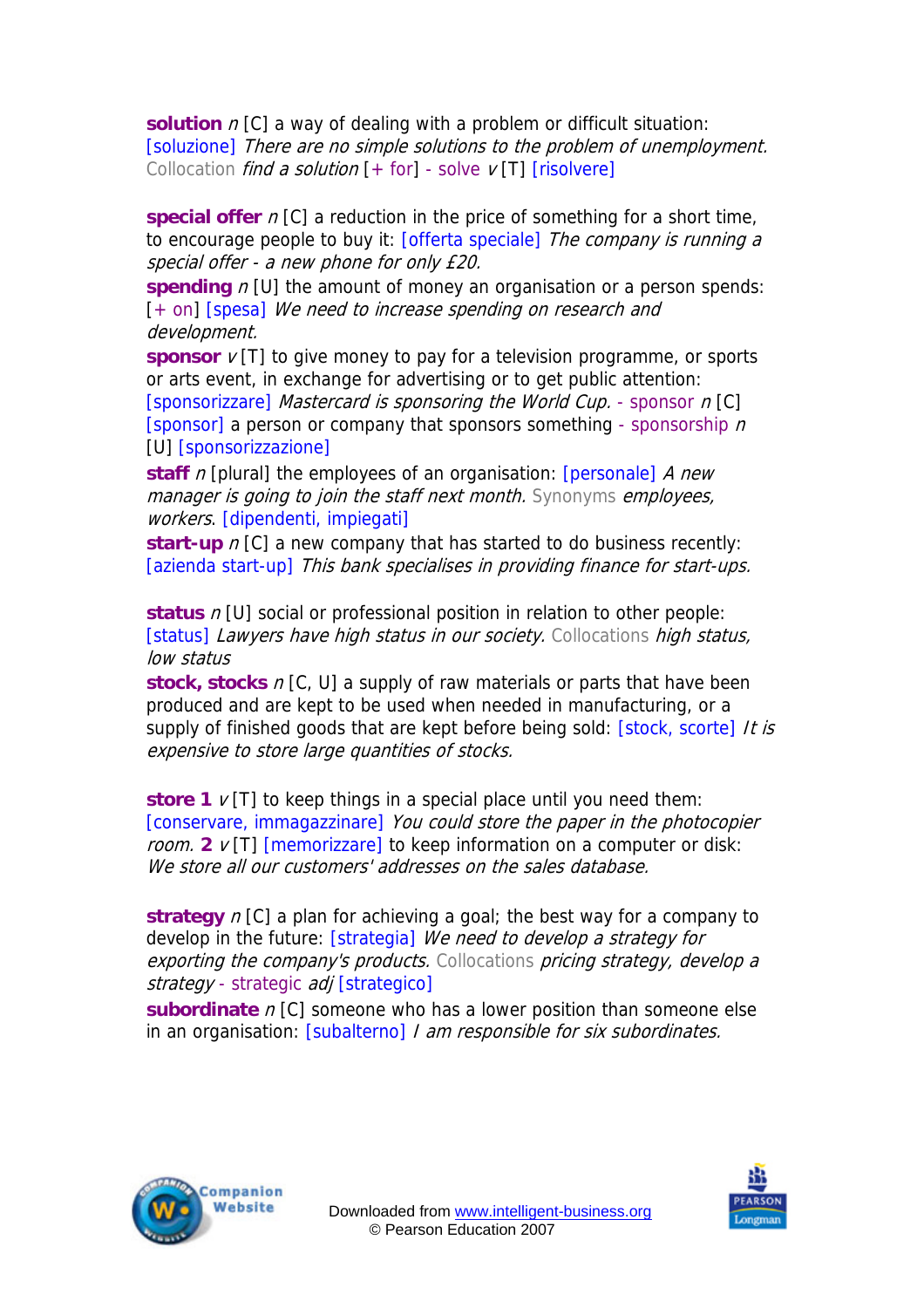**solution** *n* [C] a way of dealing with a problem or difficult situation: [soluzione] *There are no simple solutions to the problem of unemployment.* Collocation *find a solution* [+ for] - solve *v* [T] [risolvere]

**special offer** *n* [C] a reduction in the price of something for a short time, to encourage people to buy it: [offerta speciale] *The company is running a special offer - a new phone for only £20.*

**spending** *n* [U] the amount of money an organisation or a person spends: [+ on] [spesa] *We need to increase spending on research and development.*

**sponsor** *v* [T] to give money to pay for a television programme, or sports or arts event, in exchange for advertising or to get public attention: [sponsorizzare] *Mastercard is sponsoring the World Cup.* - sponsor *n* [C] [sponsor] a person or company that sponsors something - sponsorship *n* [U] [sponsorizzazione]

**staff** *n* [plural] the employees of an organisation: [personale] *A new manager is going to join the staff next month.* Synonyms *employees, workers*. [dipendenti, impiegati]

**start-up** *n* [C] a new company that has started to do business recently: [azienda start-up] *This bank specialises in providing finance for start-ups.*

**status** *n* [U] social or professional position in relation to other people: [status] *Lawyers have high status in our society.* Collocations *high status, low status*

**stock, stocks** *n* [C, U] a supply of raw materials or parts that have been produced and are kept to be used when needed in manufacturing, or a supply of finished goods that are kept before being sold: [stock, scorte] *It is expensive to store large quantities of stocks.*

**store 1** *v* [T] to keep things in a special place until you need them: [conservare, immagazzinare] *You could store the paper in the photocopier room.* **2** *v* [T] [memorizzare] to keep information on a computer or disk: *We store all our customers' addresses on the sales database.*

**strategy** *n* [C] a plan for achieving a goal; the best way for a company to develop in the future: [strategia] *We need to develop a strategy for exporting the company's products.* Collocations *pricing strategy, develop a strategy* - strategic *adj* [strategico]

**subordinate** *n* [C] someone who has a lower position than someone else in an organisation: [subalterno] *I am responsible for six subordinates.*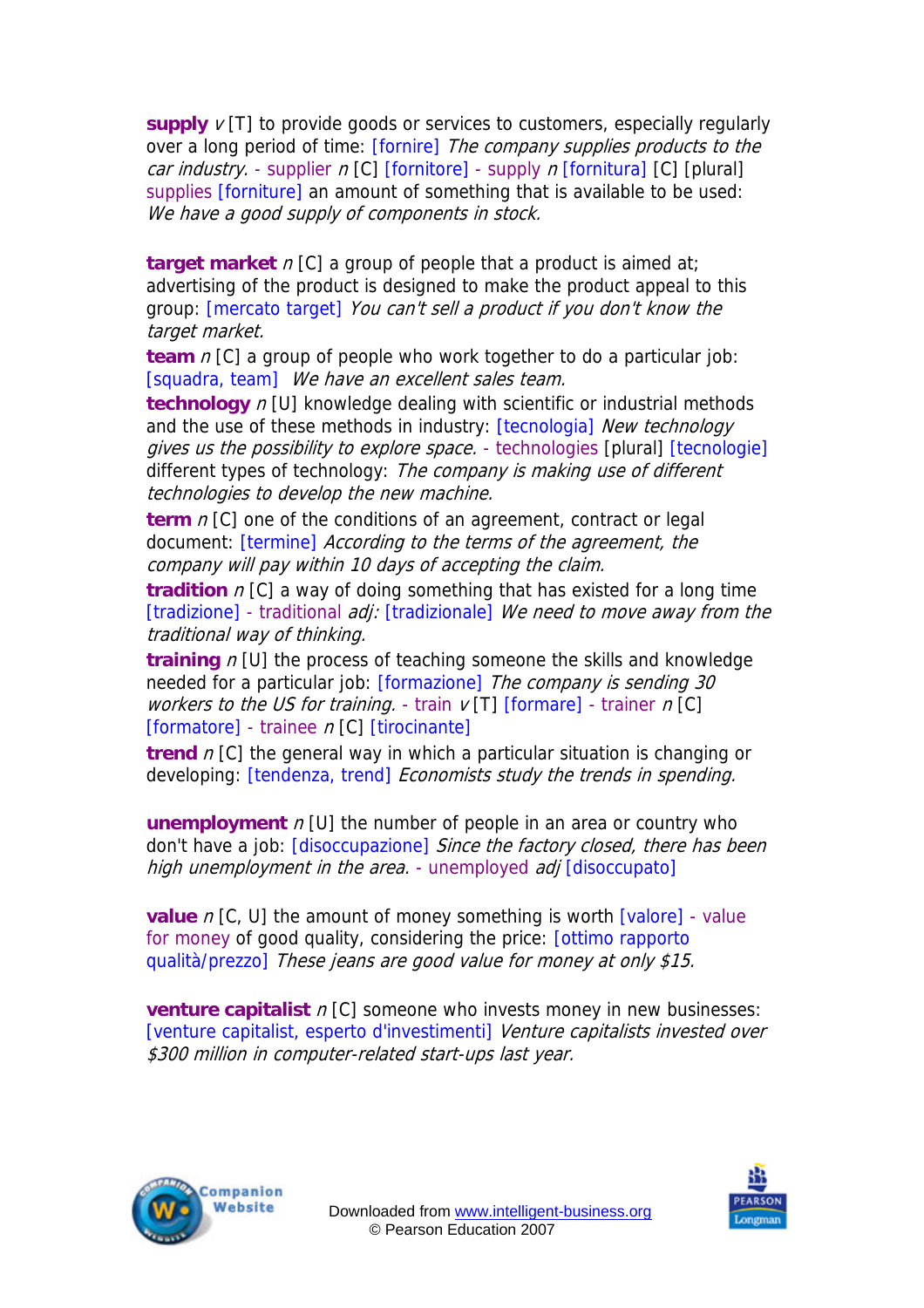**supply** *v* [T] to provide goods or services to customers, especially regularly over a long period of time: [fornire] *The company supplies products to the car industry.* - supplier *n* [C] [fornitore] - supply *n* [fornitura] [C] [plural] supplies [forniture] an amount of something that is available to be used: *We have a good supply of components in stock.*

**target market** *n* [C] a group of people that a product is aimed at; advertising of the product is designed to make the product appeal to this group: [mercato target] *You can't sell a product if you don't know the target market.*

**team** *n* [C] a group of people who work together to do a particular job: [squadra, team] *We have an excellent sales team.*

**technology** *n* [U] knowledge dealing with scientific or industrial methods and the use of these methods in industry: [tecnologia] *New technology gives us the possibility to explore space.* - technologies [plural] [tecnologie] different types of technology: *The company is making use of different technologies to develop the new machine.*

**term** *n* [C] one of the conditions of an agreement, contract or legal document: [termine] *According to the terms of the agreement, the company will pay within 10 days of accepting the claim.*

**tradition** *n* [C] a way of doing something that has existed for a long time [tradizione] - traditional *adj:* [tradizionale] *We need to move away from the traditional way of thinking.*

**training** *n* [U] the process of teaching someone the skills and knowledge needed for a particular job: [formazione] *The company is sending 30 workers to the US for training.* - train *v* [T] [formare] - trainer *n* [C] [formatore] - trainee *n* [C] [tirocinante]

**trend** *n* [C] the general way in which a particular situation is changing or developing: [tendenza, trend] *Economists study the trends in spending.*

**unemployment** *n* [U] the number of people in an area or country who don't have a job: [disoccupazione] *Since the factory closed, there has been high unemployment in the area.* - unemployed *adj* [disoccupato]

**value** *n* [C, U] the amount of money something is worth [valore] - value for money of good quality, considering the price: [ottimo rapporto qualità/prezzo] *These jeans are good value for money at only $15.*

**venture capitalist** *n* [C] someone who invests money in new businesses: [venture capitalist, esperto d'investimenti] *Venture capitalists invested over $300 million in computer-related start-ups last year.*

Downloaded from www.intelligent-business.org
© Pearson Education 2007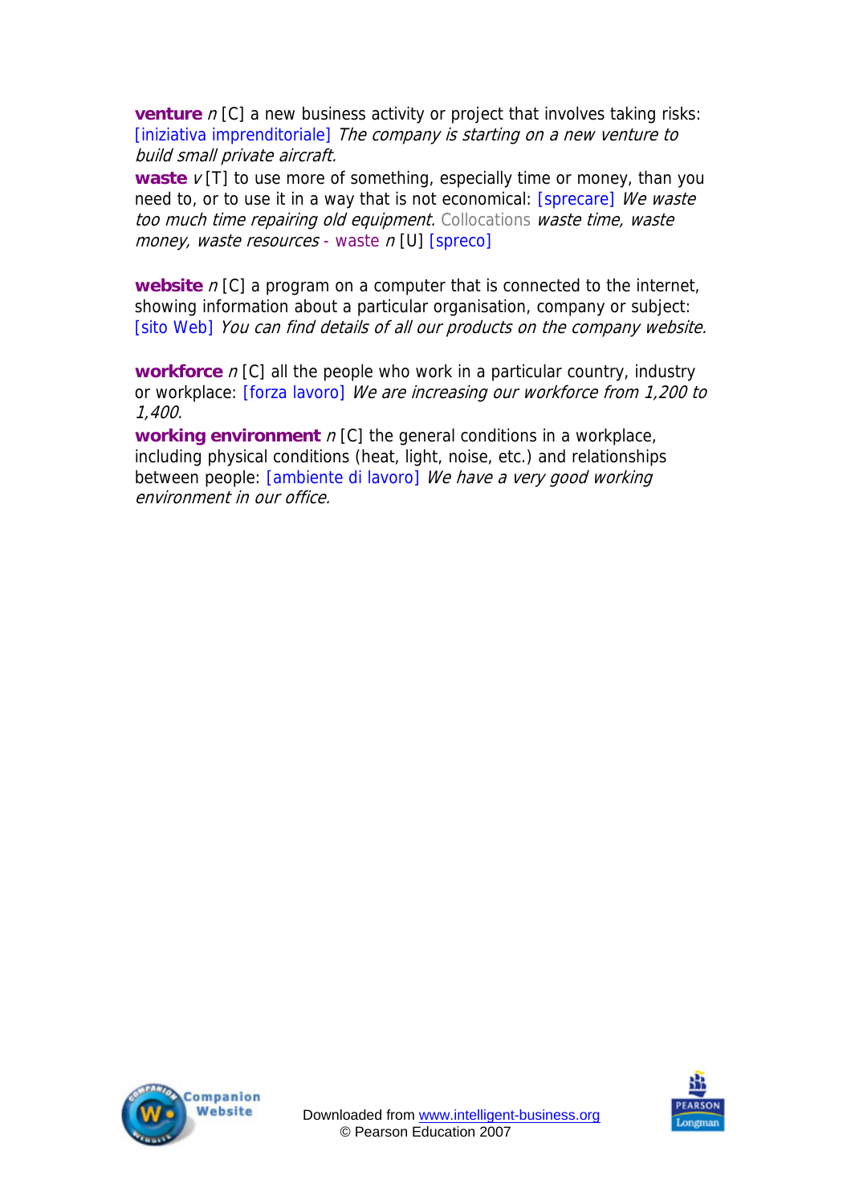**venture** *n* [C] a new business activity or project that involves taking risks: [iniziativa imprenditoriale] *The company is starting on a new venture to build small private aircraft.*
**waste** *v* [T] to use more of something, especially time or money, than you need to, or to use it in a way that is not economical: [sprecare] *We waste too much time repairing old equipment.* Collocations *waste time, waste money, waste resources* - waste *n* [U] [spreco]

**website** *n* [C] a program on a computer that is connected to the internet, showing information about a particular organisation, company or subject: [sito Web] *You can find details of all our products on the company website.*

**workforce** *n* [C] all the people who work in a particular country, industry or workplace: [forza lavoro] *We are increasing our workforce from 1,200 to 1,400.*
**working environment** *n* [C] the general conditions in a workplace, including physical conditions (heat, light, noise, etc.) and relationships between people: [ambiente di lavoro] *We have a very good working environment in our office.*

Downloaded from www.intelligent-business.org
© Pearson Education 2007